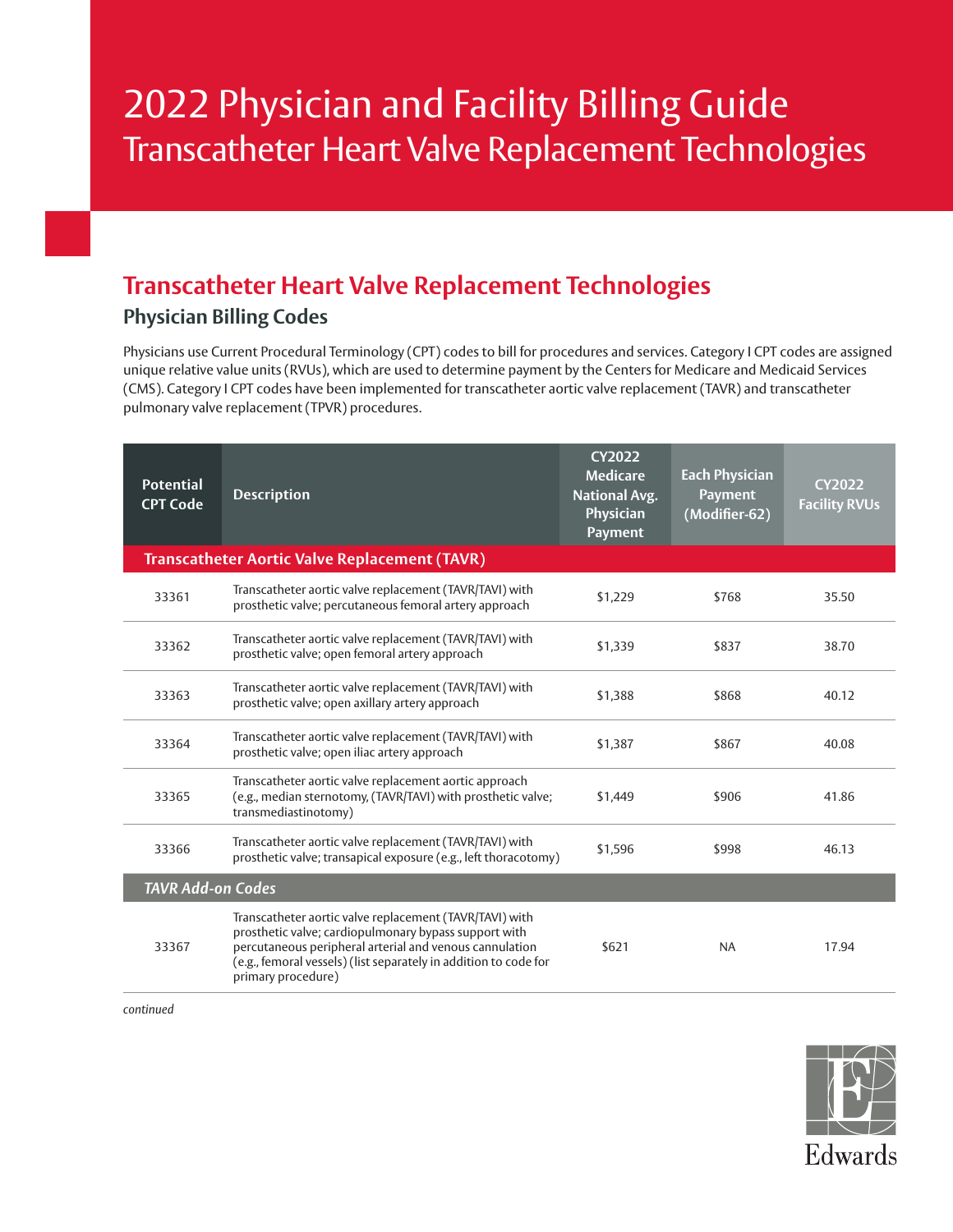# 2022 Physician and Facility Billing Guide

## Transcatheter Heart Valve Replacement Technologies

## Transcatheter Heart Valve Replacement Technologies

### Physician Billing Codes

Physicians use Current Procedural Terminology (CPT) codes to bill for procedures and services. Category I CPT codes are assigned unique relative value units (RVUs), which are used to determine payment by the Centers for Medicare and Medicaid Services (CMS). Category I CPT codes have been implemented for transcatheter aortic valve replacement (TAVR) and transcatheter pulmonary valve replacement (TPVR) procedures.

| Potential CPT Code | Description | CY2022 Medicare National Avg. Physician Payment | Each Physician Payment (Modifier-62) | CY2022 Facility RVUs |
|---|---|---|---|---|
| **Transcatheter Aortic Valve Replacement (TAVR)** | | | | |
| 33361 | Transcatheter aortic valve replacement (TAVR/TAVI) with prosthetic valve; percutaneous femoral artery approach | $1,229 | $768 | 35.50 |
| 33362 | Transcatheter aortic valve replacement (TAVR/TAVI) with prosthetic valve; open femoral artery approach | $1,339 | $837 | 38.70 |
| 33363 | Transcatheter aortic valve replacement (TAVR/TAVI) with prosthetic valve; open axillary artery approach | $1,388 | $868 | 40.12 |
| 33364 | Transcatheter aortic valve replacement (TAVR/TAVI) with prosthetic valve; open iliac artery approach | $1,387 | $867 | 40.08 |
| 33365 | Transcatheter aortic valve replacement aortic approach (e.g., median sternotomy, (TAVR/TAVI) with prosthetic valve; transmediastinotomy) | $1,449 | $906 | 41.86 |
| 33366 | Transcatheter aortic valve replacement (TAVR/TAVI) with prosthetic valve; transapical exposure (e.g., left thoracotomy) | $1,596 | $998 | 46.13 |
| ***TAVR Add-on Codes*** | | | | |
| 33367 | Transcatheter aortic valve replacement (TAVR/TAVI) with prosthetic valve; cardiopulmonary bypass support with percutaneous peripheral arterial and venous cannulation (e.g., femoral vessels) (list separately in addition to code for primary procedure) | $621 | NA | 17.94 |

*continued*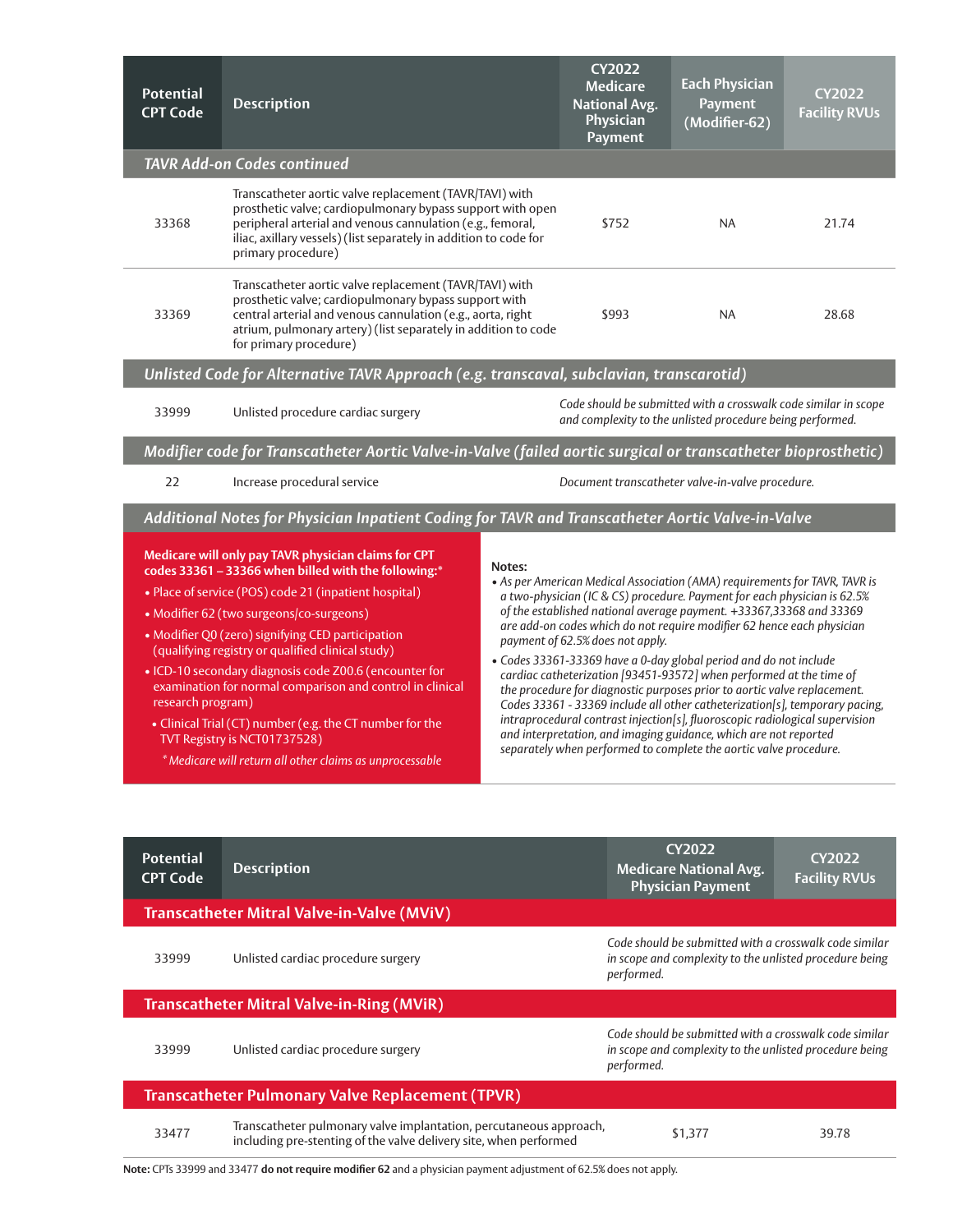| Potential CPT Code | Description | CY2022 Medicare National Avg. Physician Payment | Each Physician Payment (Modifier-62) | CY2022 Facility RVUs |
|---|---|---|---|---|
| ***TAVR Add-on Codes continued*** | | | | |
| 33368 | Transcatheter aortic valve replacement (TAVR/TAVI) with prosthetic valve; cardiopulmonary bypass support with open peripheral arterial and venous cannulation (e.g., femoral, iliac, axillary vessels) (list separately in addition to code for primary procedure) | $752 | NA | 21.74 |
| 33369 | Transcatheter aortic valve replacement (TAVR/TAVI) with prosthetic valve; cardiopulmonary bypass support with central arterial and venous cannulation (e.g., aorta, right atrium, pulmonary artery) (list separately in addition to code for primary procedure) | $993 | NA | 28.68 |
| ***Unlisted Code for Alternative TAVR Approach (e.g. transcaval, subclavian, transcarotid)*** | | | | |
| 33999 | Unlisted procedure cardiac surgery | *Code should be submitted with a crosswalk code similar in scope and complexity to the unlisted procedure being performed.* | | |
| ***Modifier code for Transcatheter Aortic Valve-in-Valve (failed aortic surgical or transcatheter bioprosthetic)*** | | | | |
| 22 | Increase procedural service | *Document transcatheter valve-in-valve procedure.* | | |

### *Additional Notes for Physician Inpatient Coding for TAVR and Transcatheter Aortic Valve-in-Valve*

**Medicare will only pay TAVR physician claims for CPT codes 33361 – 33366 when billed with the following:***

- Place of service (POS) code 21 (inpatient hospital)
- Modifier 62 (two surgeons/co-surgeons)
- Modifier Q0 (zero) signifying CED participation (qualifying registry or qualified clinical study)
- ICD-10 secondary diagnosis code Z00.6 (encounter for examination for normal comparison and control in clinical research program)
- Clinical Trial (CT) number (e.g. the CT number for the TVT Registry is NCT01737528)

*\* Medicare will return all other claims as unprocessable*

**Notes:**

- *As per American Medical Association (AMA) requirements for TAVR, TAVR is a two-physician (IC & CS) procedure. Payment for each physician is 62.5% of the established national average payment. +33367,33368 and 33369 are add-on codes which do not require modifier 62 hence each physician payment of 62.5% does not apply.*
- *Codes 33361-33369 have a 0-day global period and do not include cardiac catheterization [93451-93572] when performed at the time of the procedure for diagnostic purposes prior to aortic valve replacement. Codes 33361 - 33369 include all other catheterization[s], temporary pacing, intraprocedural contrast injection[s], fluoroscopic radiological supervision and interpretation, and imaging guidance, which are not reported separately when performed to complete the aortic valve procedure.*

| Potential CPT Code | Description | CY2022 Medicare National Avg. Physician Payment | CY2022 Facility RVUs |
|---|---|---|---|
| **Transcatheter Mitral Valve-in-Valve (MViV)** | | | |
| 33999 | Unlisted cardiac procedure surgery | *Code should be submitted with a crosswalk code similar in scope and complexity to the unlisted procedure being performed.* | |
| **Transcatheter Mitral Valve-in-Ring (MViR)** | | | |
| 33999 | Unlisted cardiac procedure surgery | *Code should be submitted with a crosswalk code similar in scope and complexity to the unlisted procedure being performed.* | |
| **Transcatheter Pulmonary Valve Replacement (TPVR)** | | | |
| 33477 | Transcatheter pulmonary valve implantation, percutaneous approach, including pre-stenting of the valve delivery site, when performed | $1,377 | 39.78 |

**Note:** CPTs 33999 and 33477 **do not require modifier 62** and a physician payment adjustment of 62.5% does not apply.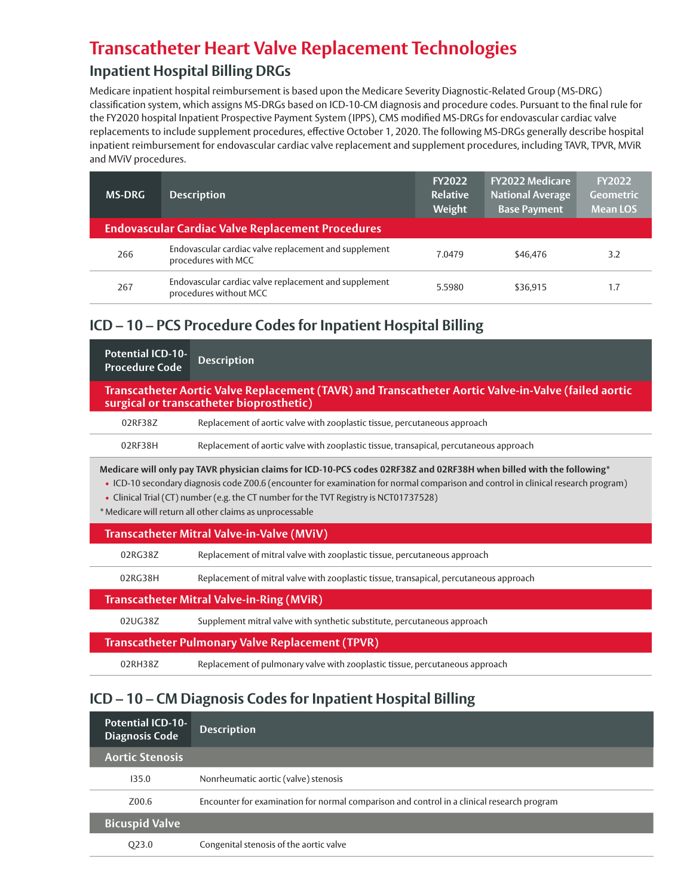# Transcatheter Heart Valve Replacement Technologies

## Inpatient Hospital Billing DRGs

Medicare inpatient hospital reimbursement is based upon the Medicare Severity Diagnostic-Related Group (MS-DRG) classification system, which assigns MS-DRGs based on ICD-10-CM diagnosis and procedure codes. Pursuant to the final rule for the FY2020 hospital Inpatient Prospective Payment System (IPPS), CMS modified MS-DRGs for endovascular cardiac valve replacements to include supplement procedures, effective October 1, 2020. The following MS-DRGs generally describe hospital inpatient reimbursement for endovascular cardiac valve replacement and supplement procedures, including TAVR, TPVR, MViR and MViV procedures.

| MS-DRG | Description | FY2022 Relative Weight | FY2022 Medicare National Average Base Payment | FY2022 Geometric Mean LOS |
|---|---|---|---|---|
| **Endovascular Cardiac Valve Replacement Procedures** | | | | |
| 266 | Endovascular cardiac valve replacement and supplement procedures with MCC | 7.0479 | $46,476 | 3.2 |
| 267 | Endovascular cardiac valve replacement and supplement procedures without MCC | 5.5980 | $36,915 | 1.7 |

## ICD – 10 – PCS Procedure Codes for Inpatient Hospital Billing

| Potential ICD-10-Procedure Code | Description |
|---|---|
| **Transcatheter Aortic Valve Replacement (TAVR) and Transcatheter Aortic Valve-in-Valve (failed aortic surgical or transcatheter bioprosthetic)** | |
| 02RF38Z | Replacement of aortic valve with zooplastic tissue, percutaneous approach |
| 02RF38H | Replacement of aortic valve with zooplastic tissue, transapical, percutaneous approach |

**Medicare will only pay TAVR physician claims for ICD-10-PCS codes 02RF38Z and 02RF38H when billed with the following***

- ICD-10 secondary diagnosis code Z00.6 (encounter for examination for normal comparison and control in clinical research program)
- Clinical Trial (CT) number (e.g. the CT number for the TVT Registry is NCT01737528)

* Medicare will return all other claims as unprocessable

| Potential ICD-10-Procedure Code | Description |
|---|---|
| **Transcatheter Mitral Valve-in-Valve (MViV)** | |
| 02RG38Z | Replacement of mitral valve with zooplastic tissue, percutaneous approach |
| 02RG38H | Replacement of mitral valve with zooplastic tissue, transapical, percutaneous approach |
| **Transcatheter Mitral Valve-in-Ring (MViR)** | |
| 02UG38Z | Supplement mitral valve with synthetic substitute, percutaneous approach |
| **Transcatheter Pulmonary Valve Replacement (TPVR)** | |
| 02RH38Z | Replacement of pulmonary valve with zooplastic tissue, percutaneous approach |

## ICD – 10 – CM Diagnosis Codes for Inpatient Hospital Billing

| Potential ICD-10-Diagnosis Code | Description |
|---|---|
| **Aortic Stenosis** | |
| I35.0 | Nonrheumatic aortic (valve) stenosis |
| Z00.6 | Encounter for examination for normal comparison and control in a clinical research program |
| **Bicuspid Valve** | |
| Q23.0 | Congenital stenosis of the aortic valve |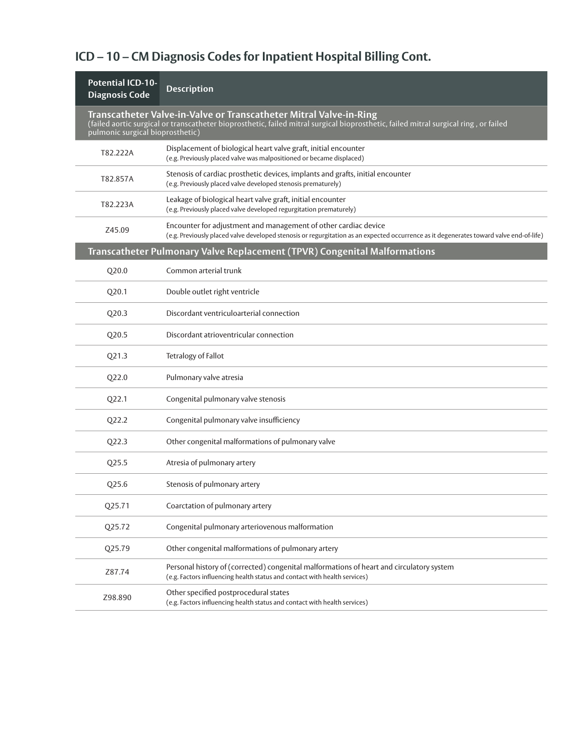## ICD – 10 – CM Diagnosis Codes for Inpatient Hospital Billing Cont.

| Potential ICD-10-Diagnosis Code | Description |
|---|---|
| **Transcatheter Valve-in-Valve or Transcatheter Mitral Valve-in-Ring** (failed aortic surgical or transcatheter bioprosthetic, failed mitral surgical bioprosthetic, failed mitral surgical ring , or failed pulmonic surgical bioprosthetic) | |
| T82.222A | Displacement of biological heart valve graft, initial encounter (e.g. Previously placed valve was malpositioned or became displaced) |
| T82.857A | Stenosis of cardiac prosthetic devices, implants and grafts, initial encounter (e.g. Previously placed valve developed stenosis prematurely) |
| T82.223A | Leakage of biological heart valve graft, initial encounter (e.g. Previously placed valve developed regurgitation prematurely) |
| Z45.09 | Encounter for adjustment and management of other cardiac device (e.g. Previously placed valve developed stenosis or regurgitation as an expected occurrence as it degenerates toward valve end-of-life) |
| **Transcatheter Pulmonary Valve Replacement (TPVR) Congenital Malformations** | |
| Q20.0 | Common arterial trunk |
| Q20.1 | Double outlet right ventricle |
| Q20.3 | Discordant ventriculoarterial connection |
| Q20.5 | Discordant atrioventricular connection |
| Q21.3 | Tetralogy of Fallot |
| Q22.0 | Pulmonary valve atresia |
| Q22.1 | Congenital pulmonary valve stenosis |
| Q22.2 | Congenital pulmonary valve insufficiency |
| Q22.3 | Other congenital malformations of pulmonary valve |
| Q25.5 | Atresia of pulmonary artery |
| Q25.6 | Stenosis of pulmonary artery |
| Q25.71 | Coarctation of pulmonary artery |
| Q25.72 | Congenital pulmonary arteriovenous malformation |
| Q25.79 | Other congenital malformations of pulmonary artery |
| Z87.74 | Personal history of (corrected) congenital malformations of heart and circulatory system (e.g. Factors influencing health status and contact with health services) |
| Z98.890 | Other specified postprocedural states (e.g. Factors influencing health status and contact with health services) |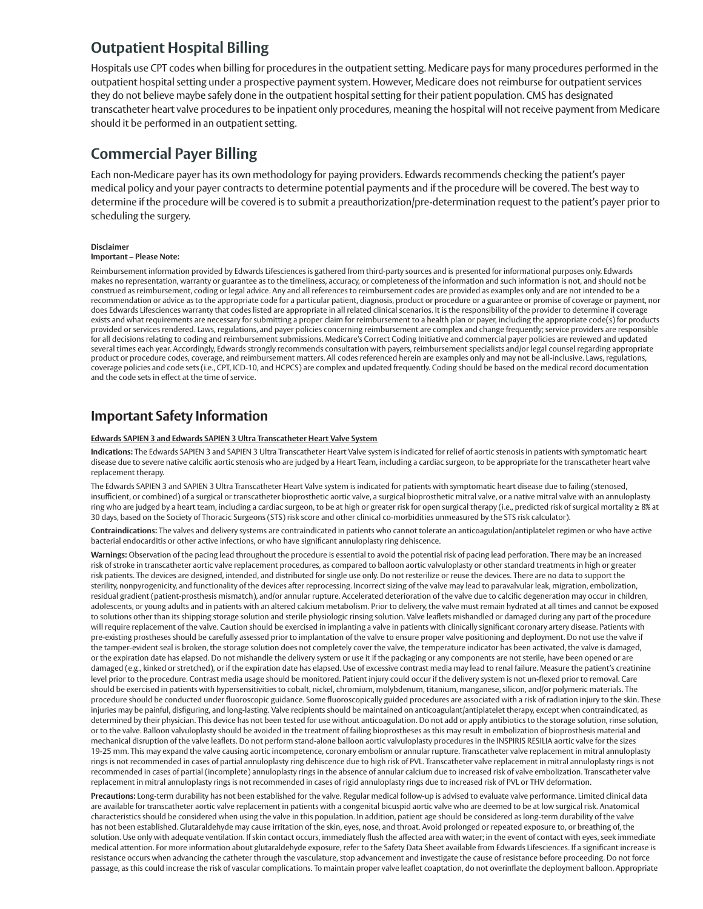## Outpatient Hospital Billing

Hospitals use CPT codes when billing for procedures in the outpatient setting. Medicare pays for many procedures performed in the outpatient hospital setting under a prospective payment system. However, Medicare does not reimburse for outpatient services they do not believe maybe safely done in the outpatient hospital setting for their patient population. CMS has designated transcatheter heart valve procedures to be inpatient only procedures, meaning the hospital will not receive payment from Medicare should it be performed in an outpatient setting.

## Commercial Payer Billing

Each non-Medicare payer has its own methodology for paying providers. Edwards recommends checking the patient's payer medical policy and your payer contracts to determine potential payments and if the procedure will be covered. The best way to determine if the procedure will be covered is to submit a preauthorization/pre-determination request to the patient's payer prior to scheduling the surgery.

**Disclaimer**
**Important – Please Note:**

Reimbursement information provided by Edwards Lifesciences is gathered from third-party sources and is presented for informational purposes only. Edwards makes no representation, warranty or guarantee as to the timeliness, accuracy, or completeness of the information and such information is not, and should not be construed as reimbursement, coding or legal advice. Any and all references to reimbursement codes are provided as examples only and are not intended to be a recommendation or advice as to the appropriate code for a particular patient, diagnosis, product or procedure or a guarantee or promise of coverage or payment, nor does Edwards Lifesciences warranty that codes listed are appropriate in all related clinical scenarios. It is the responsibility of the provider to determine if coverage exists and what requirements are necessary for submitting a proper claim for reimbursement to a health plan or payer, including the appropriate code(s) for products provided or services rendered. Laws, regulations, and payer policies concerning reimbursement are complex and change frequently; service providers are responsible for all decisions relating to coding and reimbursement submissions. Medicare's Correct Coding Initiative and commercial payer policies are reviewed and updated several times each year. Accordingly, Edwards strongly recommends consultation with payers, reimbursement specialists and/or legal counsel regarding appropriate product or procedure codes, coverage, and reimbursement matters. All codes referenced herein are examples only and may not be all-inclusive. Laws, regulations, coverage policies and code sets (i.e., CPT, ICD-10, and HCPCS) are complex and updated frequently. Coding should be based on the medical record documentation and the code sets in effect at the time of service.

## Important Safety Information

**Edwards SAPIEN 3 and Edwards SAPIEN 3 Ultra Transcatheter Heart Valve System**

**Indications:** The Edwards SAPIEN 3 and SAPIEN 3 Ultra Transcatheter Heart Valve system is indicated for relief of aortic stenosis in patients with symptomatic heart disease due to severe native calcific aortic stenosis who are judged by a Heart Team, including a cardiac surgeon, to be appropriate for the transcatheter heart valve replacement therapy.

The Edwards SAPIEN 3 and SAPIEN 3 Ultra Transcatheter Heart Valve system is indicated for patients with symptomatic heart disease due to failing (stenosed, insufficient, or combined) of a surgical or transcatheter bioprosthetic aortic valve, a surgical bioprosthetic mitral valve, or a native mitral valve with an annuloplasty ring who are judged by a heart team, including a cardiac surgeon, to be at high or greater risk for open surgical therapy (i.e., predicted risk of surgical mortality ≥ 8% at 30 days, based on the Society of Thoracic Surgeons (STS) risk score and other clinical co-morbidities unmeasured by the STS risk calculator).

**Contraindications:** The valves and delivery systems are contraindicated in patients who cannot tolerate an anticoagulation/antiplatelet regimen or who have active bacterial endocarditis or other active infections, or who have significant annuloplasty ring dehiscence.

**Warnings:** Observation of the pacing lead throughout the procedure is essential to avoid the potential risk of pacing lead perforation. There may be an increased risk of stroke in transcatheter aortic valve replacement procedures, as compared to balloon aortic valvuloplasty or other standard treatments in high or greater risk patients. The devices are designed, intended, and distributed for single use only. Do not resterilize or reuse the devices. There are no data to support the sterility, nonpyrogenicity, and functionality of the devices after reprocessing. Incorrect sizing of the valve may lead to paravalvular leak, migration, embolization, residual gradient (patient-prosthesis mismatch), and/or annular rupture. Accelerated deterioration of the valve due to calcific degeneration may occur in children, adolescents, or young adults and in patients with an altered calcium metabolism. Prior to delivery, the valve must remain hydrated at all times and cannot be exposed to solutions other than its shipping storage solution and sterile physiologic rinsing solution. Valve leaflets mishandled or damaged during any part of the procedure will require replacement of the valve. Caution should be exercised in implanting a valve in patients with clinically significant coronary artery disease. Patients with pre-existing prostheses should be carefully assessed prior to implantation of the valve to ensure proper valve positioning and deployment. Do not use the valve if the tamper-evident seal is broken, the storage solution does not completely cover the valve, the temperature indicator has been activated, the valve is damaged, or the expiration date has elapsed. Do not mishandle the delivery system or use it if the packaging or any components are not sterile, have been opened or are damaged (e.g., kinked or stretched), or if the expiration date has elapsed. Use of excessive contrast media may lead to renal failure. Measure the patient's creatinine level prior to the procedure. Contrast media usage should be monitored. Patient injury could occur if the delivery system is not un-flexed prior to removal. Care should be exercised in patients with hypersensitivities to cobalt, nickel, chromium, molybdenum, titanium, manganese, silicon, and/or polymeric materials. The procedure should be conducted under fluoroscopic guidance. Some fluoroscopically guided procedures are associated with a risk of radiation injury to the skin. These injuries may be painful, disfiguring, and long-lasting. Valve recipients should be maintained on anticoagulant/antiplatelet therapy, except when contraindicated, as determined by their physician. This device has not been tested for use without anticoagulation. Do not add or apply antibiotics to the storage solution, rinse solution, or to the valve. Balloon valvuloplasty should be avoided in the treatment of failing bioprostheses as this may result in embolization of bioprosthesis material and mechanical disruption of the valve leaflets. Do not perform stand-alone balloon aortic valvuloplasty procedures in the INSPIRIS RESILIA aortic valve for the sizes 19-25 mm. This may expand the valve causing aortic incompetence, coronary embolism or annular rupture. Transcatheter valve replacement in mitral annuloplasty rings is not recommended in cases of partial annuloplasty ring dehiscence due to high risk of PVL. Transcatheter valve replacement in mitral annuloplasty rings is not recommended in cases of partial (incomplete) annuloplasty rings in the absence of annular calcium due to increased risk of valve embolization. Transcatheter valve replacement in mitral annuloplasty rings is not recommended in cases of rigid annuloplasty rings due to increased risk of PVL or THV deformation.

**Precautions:** Long-term durability has not been established for the valve. Regular medical follow-up is advised to evaluate valve performance. Limited clinical data are available for transcatheter aortic valve replacement in patients with a congenital bicuspid aortic valve who are deemed to be at low surgical risk. Anatomical characteristics should be considered when using the valve in this population. In addition, patient age should be considered as long-term durability of the valve has not been established. Glutaraldehyde may cause irritation of the skin, eyes, nose, and throat. Avoid prolonged or repeated exposure to, or breathing of, the solution. Use only with adequate ventilation. If skin contact occurs, immediately flush the affected area with water; in the event of contact with eyes, seek immediate medical attention. For more information about glutaraldehyde exposure, refer to the Safety Data Sheet available from Edwards Lifesciences. If a significant increase is resistance occurs when advancing the catheter through the vasculature, stop advancement and investigate the cause of resistance before proceeding. Do not force passage, as this could increase the risk of vascular complications. To maintain proper valve leaflet coaptation, do not overinflate the deployment balloon. Appropriate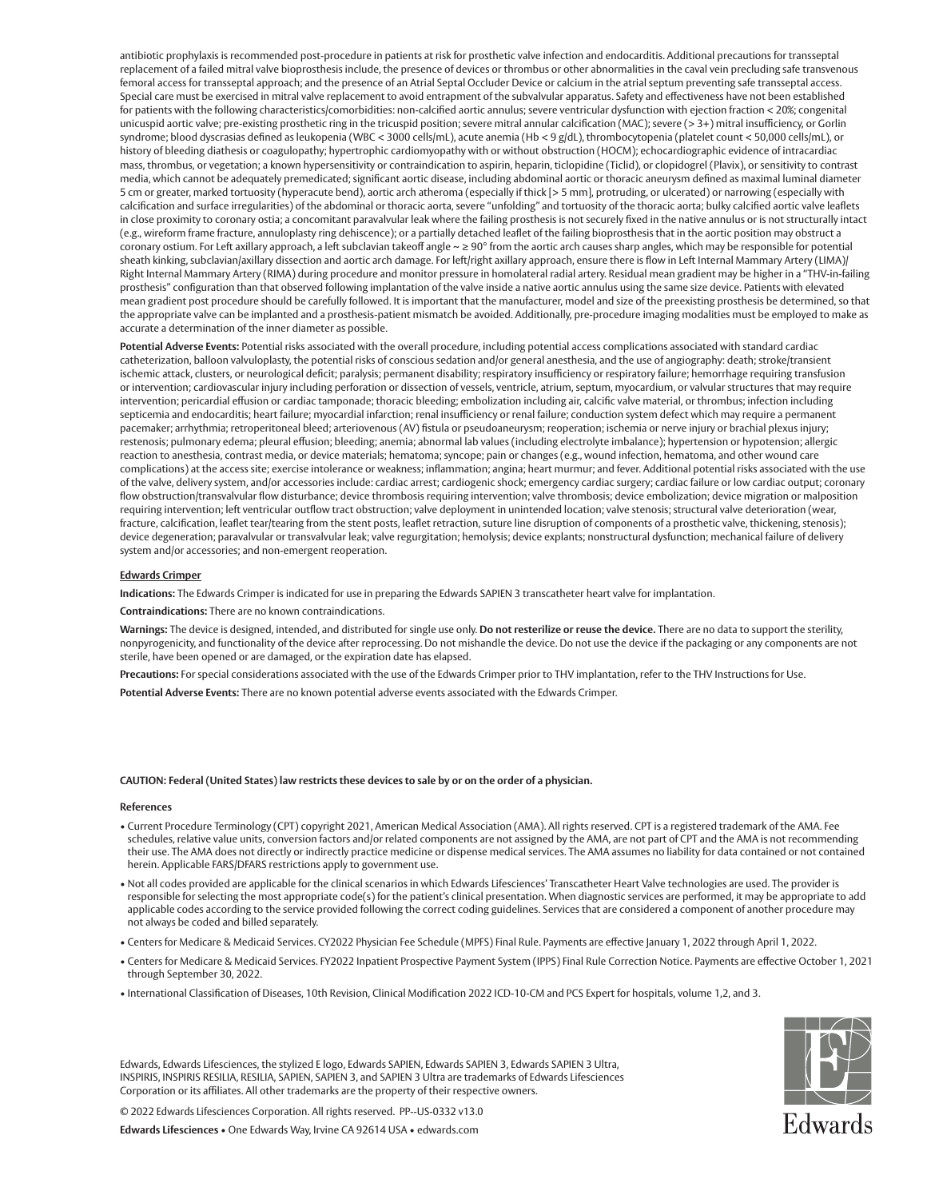antibiotic prophylaxis is recommended post-procedure in patients at risk for prosthetic valve infection and endocarditis. Additional precautions for transseptal replacement of a failed mitral valve bioprosthesis include, the presence of devices or thrombus or other abnormalities in the caval vein precluding safe transvenous femoral access for transseptal approach; and the presence of an Atrial Septal Occluder Device or calcium in the atrial septum preventing safe transseptal access. Special care must be exercised in mitral valve replacement to avoid entrapment of the subvalvular apparatus. Safety and effectiveness have not been established for patients with the following characteristics/comorbidities: non-calcified aortic annulus; severe ventricular dysfunction with ejection fraction < 20%; congenital unicuspid aortic valve; pre-existing prosthetic ring in the tricuspid position; severe mitral annular calcification (MAC); severe (> 3+) mitral insufficiency, or Gorlin syndrome; blood dyscrasias defined as leukopenia (WBC < 3000 cells/mL), acute anemia (Hb < 9 g/dL), thrombocytopenia (platelet count < 50,000 cells/mL), or history of bleeding diathesis or coagulopathy; hypertrophic cardiomyopathy with or without obstruction (HOCM); echocardiographic evidence of intracardiac mass, thrombus, or vegetation; a known hypersensitivity or contraindication to aspirin, heparin, ticlopidine (Ticlid), or clopidogrel (Plavix), or sensitivity to contrast media, which cannot be adequately premedicated; significant aortic disease, including abdominal aortic or thoracic aneurysm defined as maximal luminal diameter 5 cm or greater, marked tortuosity (hyperacute bend), aortic arch atheroma (especially if thick [> 5 mm], protruding, or ulcerated) or narrowing (especially with calcification and surface irregularities) of the abdominal or thoracic aorta, severe "unfolding" and tortuosity of the thoracic aorta; bulky calcified aortic valve leaflets in close proximity to coronary ostia; a concomitant paravalvular leak where the failing prosthesis is not securely fixed in the native annulus or is not structurally intact (e.g., wireform frame fracture, annuloplasty ring dehiscence); or a partially detached leaflet of the failing bioprosthesis that in the aortic position may obstruct a coronary ostium. For Left axillary approach, a left subclavian takeoff angle ~ ≥ 90° from the aortic arch causes sharp angles, which may be responsible for potential sheath kinking, subclavian/axillary dissection and aortic arch damage. For left/right axillary approach, ensure there is flow in Left Internal Mammary Artery (LIMA)/ Right Internal Mammary Artery (RIMA) during procedure and monitor pressure in homolateral radial artery. Residual mean gradient may be higher in a "THV-in-failing prosthesis" configuration than that observed following implantation of the valve inside a native aortic annulus using the same size device. Patients with elevated mean gradient post procedure should be carefully followed. It is important that the manufacturer, model and size of the preexisting prosthesis be determined, so that the appropriate valve can be implanted and a prosthesis-patient mismatch be avoided. Additionally, pre-procedure imaging modalities must be employed to make as accurate a determination of the inner diameter as possible.

**Potential Adverse Events:** Potential risks associated with the overall procedure, including potential access complications associated with standard cardiac catheterization, balloon valvuloplasty, the potential risks of conscious sedation and/or general anesthesia, and the use of angiography: death; stroke/transient ischemic attack, clusters, or neurological deficit; paralysis; permanent disability; respiratory insufficiency or respiratory failure; hemorrhage requiring transfusion or intervention; cardiovascular injury including perforation or dissection of vessels, ventricle, atrium, septum, myocardium, or valvular structures that may require intervention; pericardial effusion or cardiac tamponade; thoracic bleeding; embolization including air, calcific valve material, or thrombus; infection including septicemia and endocarditis; heart failure; myocardial infarction; renal insufficiency or renal failure; conduction system defect which may require a permanent pacemaker; arrhythmia; retroperitoneal bleed; arteriovenous (AV) fistula or pseudoaneurysm; reoperation; ischemia or nerve injury or brachial plexus injury; restenosis; pulmonary edema; pleural effusion; bleeding; anemia; abnormal lab values (including electrolyte imbalance); hypertension or hypotension; allergic reaction to anesthesia, contrast media, or device materials; hematoma; syncope; pain or changes (e.g., wound infection, hematoma, and other wound care complications) at the access site; exercise intolerance or weakness; inflammation; angina; heart murmur; and fever. Additional potential risks associated with the use of the valve, delivery system, and/or accessories include: cardiac arrest; cardiogenic shock; emergency cardiac surgery; cardiac failure or low cardiac output; coronary flow obstruction/transvalvular flow disturbance; device thrombosis requiring intervention; valve thrombosis; device embolization; device migration or malposition requiring intervention; left ventricular outflow tract obstruction; valve deployment in unintended location; valve stenosis; structural valve deterioration (wear, fracture, calcification, leaflet tear/tearing from the stent posts, leaflet retraction, suture line disruption of components of a prosthetic valve, thickening, stenosis); device degeneration; paravalvular or transvalvular leak; valve regurgitation; hemolysis; device explants; nonstructural dysfunction; mechanical failure of delivery system and/or accessories; and non-emergent reoperation.

**Edwards Crimper**

**Indications:** The Edwards Crimper is indicated for use in preparing the Edwards SAPIEN 3 transcatheter heart valve for implantation.

**Contraindications:** There are no known contraindications.

**Warnings:** The device is designed, intended, and distributed for single use only. **Do not resterilize or reuse the device.** There are no data to support the sterility, nonpyrogenicity, and functionality of the device after reprocessing. Do not mishandle the device. Do not use the device if the packaging or any components are not sterile, have been opened or are damaged, or the expiration date has elapsed.

**Precautions:** For special considerations associated with the use of the Edwards Crimper prior to THV implantation, refer to the THV Instructions for Use.

**Potential Adverse Events:** There are no known potential adverse events associated with the Edwards Crimper.

**CAUTION: Federal (United States) law restricts these devices to sale by or on the order of a physician.**

**References**

- Current Procedure Terminology (CPT) copyright 2021, American Medical Association (AMA). All rights reserved. CPT is a registered trademark of the AMA. Fee schedules, relative value units, conversion factors and/or related components are not assigned by the AMA, are not part of CPT and the AMA is not recommending their use. The AMA does not directly or indirectly practice medicine or dispense medical services. The AMA assumes no liability for data contained or not contained herein. Applicable FARS/DFARS restrictions apply to government use.
- Not all codes provided are applicable for the clinical scenarios in which Edwards Lifesciences' Transcatheter Heart Valve technologies are used. The provider is responsible for selecting the most appropriate code(s) for the patient's clinical presentation. When diagnostic services are performed, it may be appropriate to add applicable codes according to the service provided following the correct coding guidelines. Services that are considered a component of another procedure may not always be coded and billed separately.
- Centers for Medicare & Medicaid Services. CY2022 Physician Fee Schedule (MPFS) Final Rule. Payments are effective January 1, 2022 through April 1, 2022.
- Centers for Medicare & Medicaid Services. FY2022 Inpatient Prospective Payment System (IPPS) Final Rule Correction Notice. Payments are effective October 1, 2021 through September 30, 2022.
- International Classification of Diseases, 10th Revision, Clinical Modification 2022 ICD-10-CM and PCS Expert for hospitals, volume 1,2, and 3.

Edwards, Edwards Lifesciences, the stylized E logo, Edwards SAPIEN, Edwards SAPIEN 3, Edwards SAPIEN 3 Ultra, INSPIRIS, INSPIRIS RESILIA, RESILIA, SAPIEN, SAPIEN 3, and SAPIEN 3 Ultra are trademarks of Edwards Lifesciences Corporation or its affiliates. All other trademarks are the property of their respective owners.

© 2022 Edwards Lifesciences Corporation. All rights reserved. PP--US-0332 v13.0

**Edwards Lifesciences** • One Edwards Way, Irvine CA 92614 USA • edwards.com

Edwards